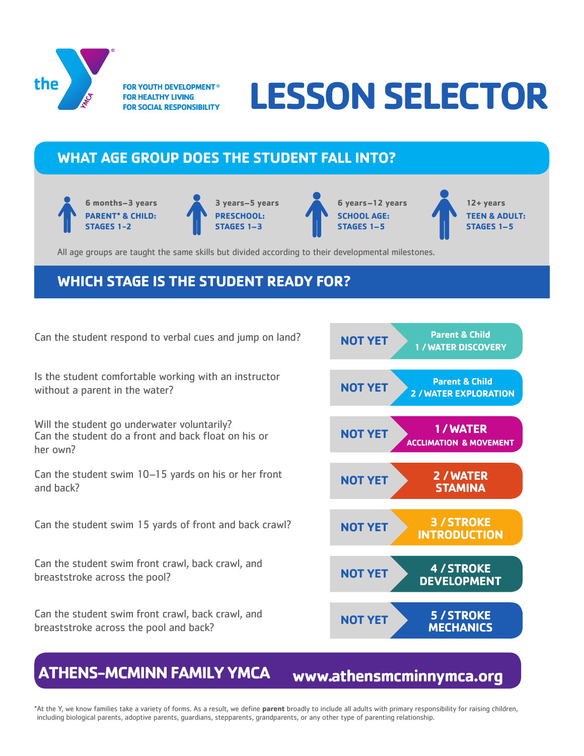the YMCA

**FOR YOUTH DEVELOPMENT®**
**FOR HEALTHY LIVING**
**FOR SOCIAL RESPONSIBILITY**

# LESSON SELECTOR

## WHAT AGE GROUP DOES THE STUDENT FALL INTO?

- **6 months–3 years** — PARENT* & CHILD: STAGES 1–2
- **3 years–5 years** — PRESCHOOL: STAGES 1–3
- **6 years–12 years** — SCHOOL AGE: STAGES 1–5
- **12+ years** — TEEN & ADULT: STAGES 1–5

All age groups are taught the same skills but divided according to their developmental milestones.

## WHICH STAGE IS THE STUDENT READY FOR?

| Question | If not yet | Stage |
| --- | --- | --- |
| Can the student respond to verbal cues and jump on land? | NOT YET | Parent & Child 1 / WATER DISCOVERY |
| Is the student comfortable working with an instructor without a parent in the water? | NOT YET | Parent & Child 2 / WATER EXPLORATION |
| Will the student go underwater voluntarily? Can the student do a front and back float on his or her own? | NOT YET | 1 / WATER ACCLIMATION & MOVEMENT |
| Can the student swim 10–15 yards on his or her front and back? | NOT YET | 2 / WATER STAMINA |
| Can the student swim 15 yards of front and back crawl? | NOT YET | 3 / STROKE INTRODUCTION |
| Can the student swim front crawl, back crawl, and breaststroke across the pool? | NOT YET | 4 / STROKE DEVELOPMENT |
| Can the student swim front crawl, back crawl, and breaststroke across the pool and back? | NOT YET | 5 / STROKE MECHANICS |

**ATHENS-MCMINN FAMILY YMCA** www.athensmcminnymca.org

*At the Y, we know families take a variety of forms. As a result, we define **parent** broadly to include all adults with primary responsibility for raising children, including biological parents, adoptive parents, guardians, stepparents, grandparents, or any other type of parenting relationship.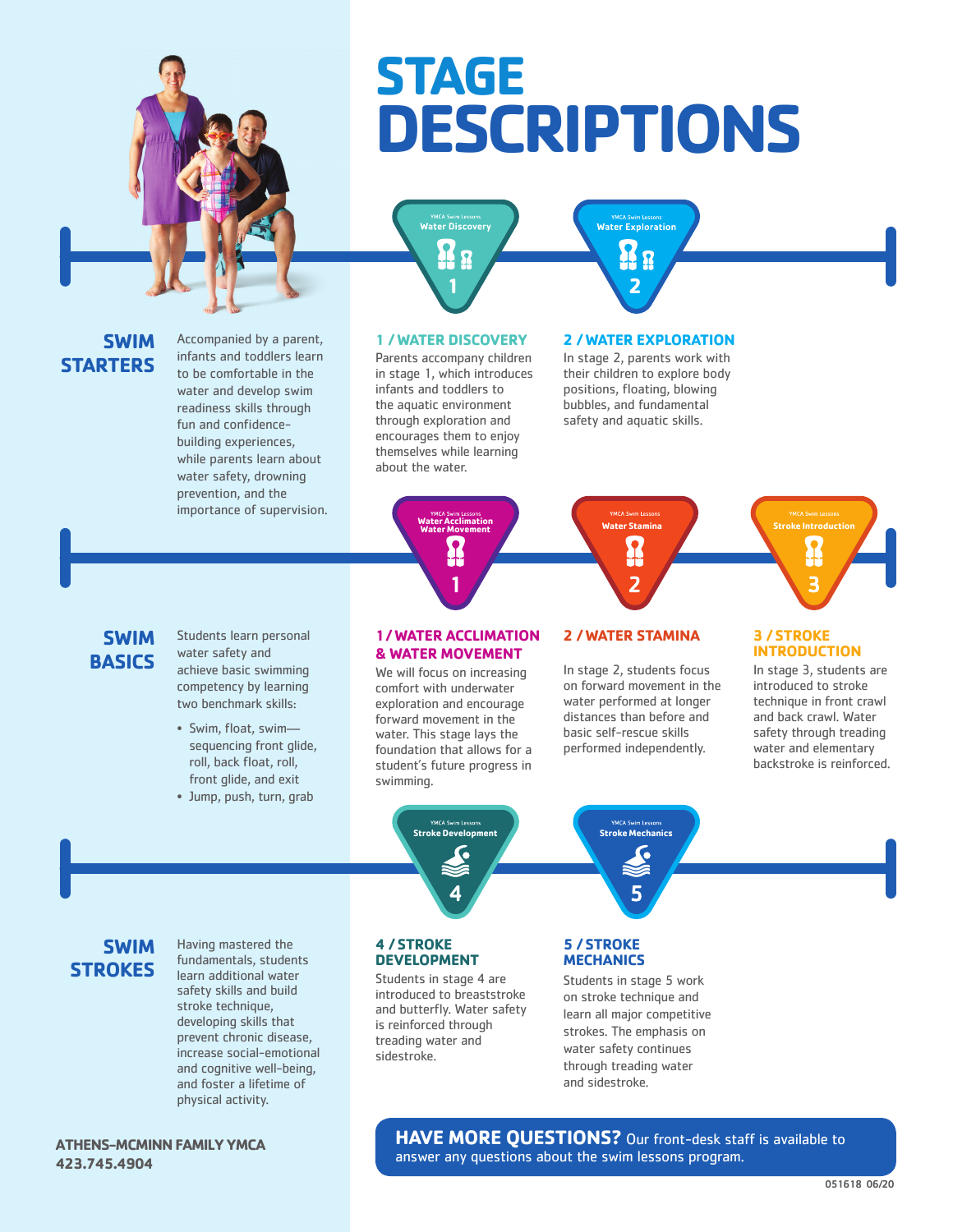# STAGE DESCRIPTIONS

## SWIM STARTERS

Accompanied by a parent, infants and toddlers learn to be comfortable in the water and develop swim readiness skills through fun and confidence-building experiences, while parents learn about water safety, drowning prevention, and the importance of supervision.

YMCA Swim Lessons
Water Discovery
1

YMCA Swim Lessons
Water Exploration
2

### 1 / WATER DISCOVERY

Parents accompany children in stage 1, which introduces infants and toddlers to the aquatic environment through exploration and encourages them to enjoy themselves while learning about the water.

### 2 / WATER EXPLORATION

In stage 2, parents work with their children to explore body positions, floating, blowing bubbles, and fundamental safety and aquatic skills.

## SWIM BASICS

Students learn personal water safety and achieve basic swimming competency by learning two benchmark skills:

- Swim, float, swim—sequencing front glide, roll, back float, roll, front glide, and exit
- Jump, push, turn, grab

YMCA Swim Lessons
Water Acclimation
Water Movement
1

YMCA Swim Lessons
Water Stamina
2

YMCA Swim Lessons
Stroke Introduction
3

### 1 / WATER ACCLIMATION & WATER MOVEMENT

We will focus on increasing comfort with underwater exploration and encourage forward movement in the water. This stage lays the foundation that allows for a student's future progress in swimming.

### 2 / WATER STAMINA

In stage 2, students focus on forward movement in the water performed at longer distances than before and basic self-rescue skills performed independently.

### 3 / STROKE INTRODUCTION

In stage 3, students are introduced to stroke technique in front crawl and back crawl. Water safety through treading water and elementary backstroke is reinforced.

## SWIM STROKES

Having mastered the fundamentals, students learn additional water safety skills and build stroke technique, developing skills that prevent chronic disease, increase social-emotional and cognitive well-being, and foster a lifetime of physical activity.

YMCA Swim Lessons
Stroke Development
4

YMCA Swim Lessons
Stroke Mechanics
5

### 4 / STROKE DEVELOPMENT

Students in stage 4 are introduced to breaststroke and butterfly. Water safety is reinforced through treading water and sidestroke.

### 5 / STROKE MECHANICS

Students in stage 5 work on stroke technique and learn all major competitive strokes. The emphasis on water safety continues through treading water and sidestroke.

**ATHENS-MCMINN FAMILY YMCA**
**423.745.4904**

**HAVE MORE QUESTIONS?** Our front-desk staff is available to answer any questions about the swim lessons program.

051618 06/20